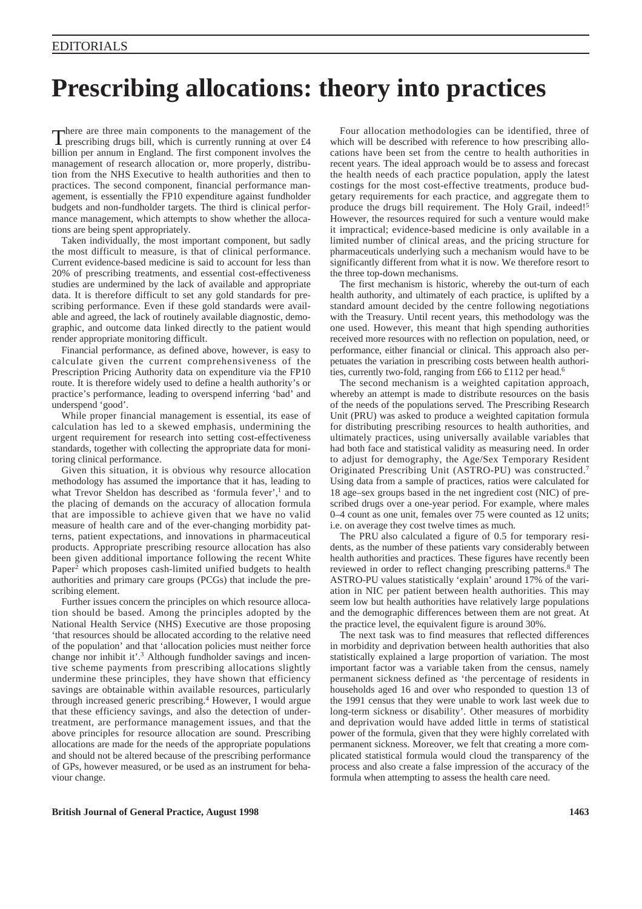EDITORIALS

# Prescribing allocations: theory into practices

There are three main components to the management of the prescribing drugs bill, which is currently running at over £4 billion per annum in England. The first component involves the management of research allocation or, more properly, distribution from the NHS Executive to health authorities and then to practices. The second component, financial performance management, is essentially the FP10 expenditure against fundholder budgets and non-fundholder targets. The third is clinical performance management, which attempts to show whether the allocations are being spent appropriately.

Taken individually, the most important component, but sadly the most difficult to measure, is that of clinical performance. Current evidence-based medicine is said to account for less than 20% of prescribing treatments, and essential cost-effectiveness studies are undermined by the lack of available and appropriate data. It is therefore difficult to set any gold standards for prescribing performance. Even if these gold standards were available and agreed, the lack of routinely available diagnostic, demographic, and outcome data linked directly to the patient would render appropriate monitoring difficult.

Financial performance, as defined above, however, is easy to calculate given the current comprehensiveness of the Prescription Pricing Authority data on expenditure via the FP10 route. It is therefore widely used to define a health authority's or practice's performance, leading to overspend inferring 'bad' and underspend 'good'.

While proper financial management is essential, its ease of calculation has led to a skewed emphasis, undermining the urgent requirement for research into setting cost-effectiveness standards, together with collecting the appropriate data for monitoring clinical performance.

Given this situation, it is obvious why resource allocation methodology has assumed the importance that it has, leading to what Trevor Sheldon has described as 'formula fever',[1] and to the placing of demands on the accuracy of allocation formula that are impossible to achieve given that we have no valid measure of health care and of the ever-changing morbidity patterns, patient expectations, and innovations in pharmaceutical products. Appropriate prescribing resource allocation has also been given additional importance following the recent White Paper[2] which proposes cash-limited unified budgets to health authorities and primary care groups (PCGs) that include the prescribing element.

Further issues concern the principles on which resource allocation should be based. Among the principles adopted by the National Health Service (NHS) Executive are those proposing 'that resources should be allocated according to the relative need of the population' and that 'allocation policies must neither force change nor inhibit it'.[3] Although fundholder savings and incentive scheme payments from prescribing allocations slightly undermine these principles, they have shown that efficiency savings are obtainable within available resources, particularly through increased generic prescribing.[4] However, I would argue that these efficiency savings, and also the detection of undertreatment, are performance management issues, and that the above principles for resource allocation are sound. Prescribing allocations are made for the needs of the appropriate populations and should not be altered because of the prescribing performance of GPs, however measured, or be used as an instrument for behaviour change.

Four allocation methodologies can be identified, three of which will be described with reference to how prescribing allocations have been set from the centre to health authorities in recent years. The ideal approach would be to assess and forecast the health needs of each practice population, apply the latest costings for the most cost-effective treatments, produce budgetary requirements for each practice, and aggregate them to produce the drugs bill requirement. The Holy Grail, indeed![5] However, the resources required for such a venture would make it impractical; evidence-based medicine is only available in a limited number of clinical areas, and the pricing structure for pharmaceuticals underlying such a mechanism would have to be significantly different from what it is now. We therefore resort to the three top-down mechanisms.

The first mechanism is historic, whereby the out-turn of each health authority, and ultimately of each practice, is uplifted by a standard amount decided by the centre following negotiations with the Treasury. Until recent years, this methodology was the one used. However, this meant that high spending authorities received more resources with no reflection on population, need, or performance, either financial or clinical. This approach also perpetuates the variation in prescribing costs between health authorities, currently two-fold, ranging from £66 to £112 per head.[6]

The second mechanism is a weighted capitation approach, whereby an attempt is made to distribute resources on the basis of the needs of the populations served. The Prescribing Research Unit (PRU) was asked to produce a weighted capitation formula for distributing prescribing resources to health authorities, and ultimately practices, using universally available variables that had both face and statistical validity as measuring need. In order to adjust for demography, the Age/Sex Temporary Resident Originated Prescribing Unit (ASTRO-PU) was constructed.[7] Using data from a sample of practices, ratios were calculated for 18 age–sex groups based in the net ingredient cost (NIC) of prescribed drugs over a one-year period. For example, where males 0–4 count as one unit, females over 75 were counted as 12 units; i.e. on average they cost twelve times as much.

The PRU also calculated a figure of 0.5 for temporary residents, as the number of these patients vary considerably between health authorities and practices. These figures have recently been reviewed in order to reflect changing prescribing patterns.[8] The ASTRO-PU values statistically 'explain' around 17% of the variation in NIC per patient between health authorities. This may seem low but health authorities have relatively large populations and the demographic differences between them are not great. At the practice level, the equivalent figure is around 30%.

The next task was to find measures that reflected differences in morbidity and deprivation between health authorities that also statistically explained a large proportion of variation. The most important factor was a variable taken from the census, namely permanent sickness defined as 'the percentage of residents in households aged 16 and over who responded to question 13 of the 1991 census that they were unable to work last week due to long-term sickness or disability'. Other measures of morbidity and deprivation would have added little in terms of statistical power of the formula, given that they were highly correlated with permanent sickness. Moreover, we felt that creating a more complicated statistical formula would cloud the transparency of the process and also create a false impression of the accuracy of the formula when attempting to assess the health care need.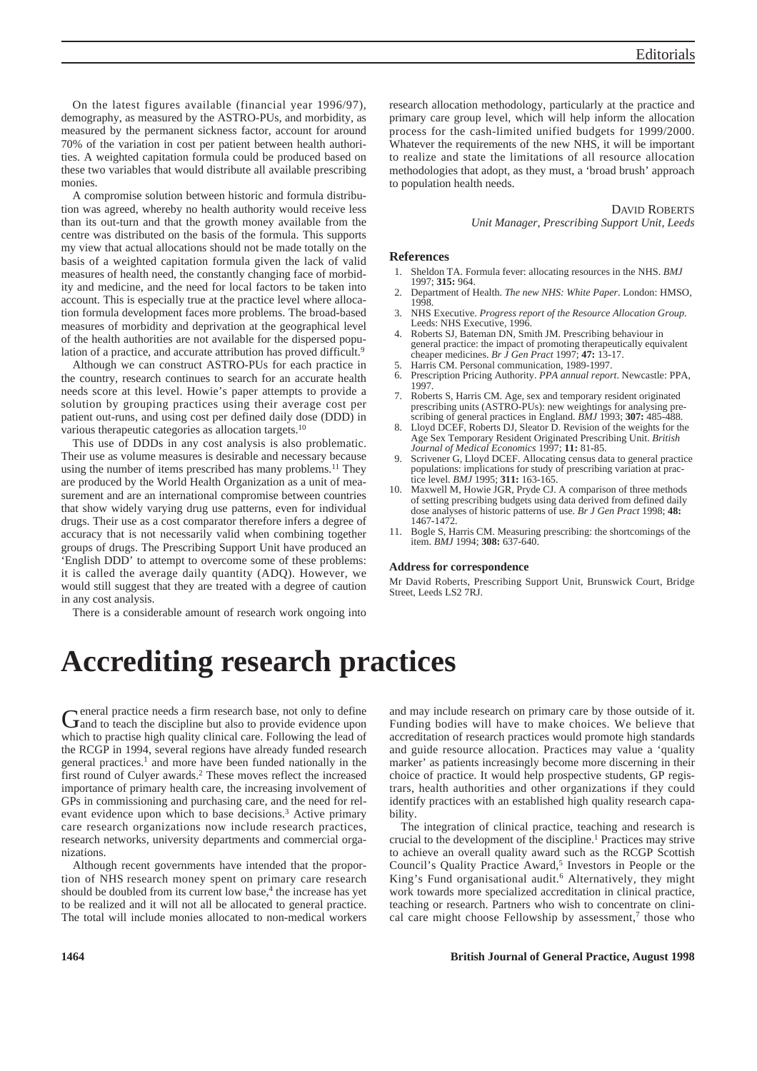On the latest figures available (financial year 1996/97), demography, as measured by the ASTRO-PUs, and morbidity, as measured by the permanent sickness factor, account for around 70% of the variation in cost per patient between health authorities. A weighted capitation formula could be produced based on these two variables that would distribute all available prescribing monies.

A compromise solution between historic and formula distribution was agreed, whereby no health authority would receive less than its out-turn and that the growth money available from the centre was distributed on the basis of the formula. This supports my view that actual allocations should not be made totally on the basis of a weighted capitation formula given the lack of valid measures of health need, the constantly changing face of morbidity and medicine, and the need for local factors to be taken into account. This is especially true at the practice level where allocation formula development faces more problems. The broad-based measures of morbidity and deprivation at the geographical level of the health authorities are not available for the dispersed population of a practice, and accurate attribution has proved difficult.[9]

Although we can construct ASTRO-PUs for each practice in the country, research continues to search for an accurate health needs score at this level. Howie's paper attempts to provide a solution by grouping practices using their average cost per patient out-runs, and using cost per defined daily dose (DDD) in various therapeutic categories as allocation targets.[10]

This use of DDDs in any cost analysis is also problematic. Their use as volume measures is desirable and necessary because using the number of items prescribed has many problems.[11] They are produced by the World Health Organization as a unit of measurement and are an international compromise between countries that show widely varying drug use patterns, even for individual drugs. Their use as a cost comparator therefore infers a degree of accuracy that is not necessarily valid when combining together groups of drugs. The Prescribing Support Unit have produced an 'English DDD' to attempt to overcome some of these problems: it is called the average daily quantity (ADQ). However, we would still suggest that they are treated with a degree of caution in any cost analysis.

There is a considerable amount of research work ongoing into research allocation methodology, particularly at the practice and primary care group level, which will help inform the allocation process for the cash-limited unified budgets for 1999/2000. Whatever the requirements of the new NHS, it will be important to realize and state the limitations of all resource allocation methodologies that adopt, as they must, a 'broad brush' approach to population health needs.

DAVID ROBERTS
*Unit Manager, Prescribing Support Unit, Leeds*

## References

1. Sheldon TA. Formula fever: allocating resources in the NHS. *BMJ* 1997; **315:** 964.
2. Department of Health. *The new NHS: White Paper*. London: HMSO, 1998.
3. NHS Executive. *Progress report of the Resource Allocation Group*. Leeds: NHS Executive, 1996.
4. Roberts SJ, Bateman DN, Smith JM. Prescribing behaviour in general practice: the impact of promoting therapeutically equivalent cheaper medicines. *Br J Gen Pract* 1997; **47:** 13-17.
5. Harris CM. Personal communication, 1989-1997.
6. Prescription Pricing Authority. *PPA annual report*. Newcastle: PPA, 1997.
7. Roberts S, Harris CM. Age, sex and temporary resident originated prescribing units (ASTRO-PUs): new weightings for analysing prescribing of general practices in England. *BMJ* 1993; **307:** 485-488.
8. Lloyd DCEF, Roberts DJ, Sleator D. Revision of the weights for the Age Sex Temporary Resident Originated Prescribing Unit. *British Journal of Medical Economics* 1997; **11:** 81-85.
9. Scrivener G, Lloyd DCEF. Allocating census data to general practice populations: implications for study of prescribing variation at practice level. *BMJ* 1995; **311:** 163-165.
10. Maxwell M, Howie JGR, Pryde CJ. A comparison of three methods of setting prescribing budgets using data derived from defined daily dose analyses of historic patterns of use. *Br J Gen Pract* 1998; **48:** 1467-1472.
11. Bogle S, Harris CM. Measuring prescribing: the shortcomings of the item. *BMJ* 1994; **308:** 637-640.

### Address for correspondence

Mr David Roberts, Prescribing Support Unit, Brunswick Court, Bridge Street, Leeds LS2 7RJ.

# Accrediting research practices

General practice needs a firm research base, not only to define and to teach the discipline but also to provide evidence upon which to practise high quality clinical care. Following the lead of the RCGP in 1994, several regions have already funded research general practices.[1] and more have been funded nationally in the first round of Culyer awards.[2] These moves reflect the increased importance of primary health care, the increasing involvement of GPs in commissioning and purchasing care, and the need for relevant evidence upon which to base decisions.[3] Active primary care research organizations now include research practices, research networks, university departments and commercial organizations.

Although recent governments have intended that the proportion of NHS research money spent on primary care research should be doubled from its current low base,[4] the increase has yet to be realized and it will not all be allocated to general practice. The total will include monies allocated to non-medical workers and may include research on primary care by those outside of it. Funding bodies will have to make choices. We believe that accreditation of research practices would promote high standards and guide resource allocation. Practices may value a 'quality marker' as patients increasingly become more discerning in their choice of practice. It would help prospective students, GP registrars, health authorities and other organizations if they could identify practices with an established high quality research capability.

The integration of clinical practice, teaching and research is crucial to the development of the discipline.[1] Practices may strive to achieve an overall quality award such as the RCGP Scottish Council's Quality Practice Award,[5] Investors in People or the King's Fund organisational audit.[6] Alternatively, they might work towards more specialized accreditation in clinical practice, teaching or research. Partners who wish to concentrate on clinical care might choose Fellowship by assessment,[7] those who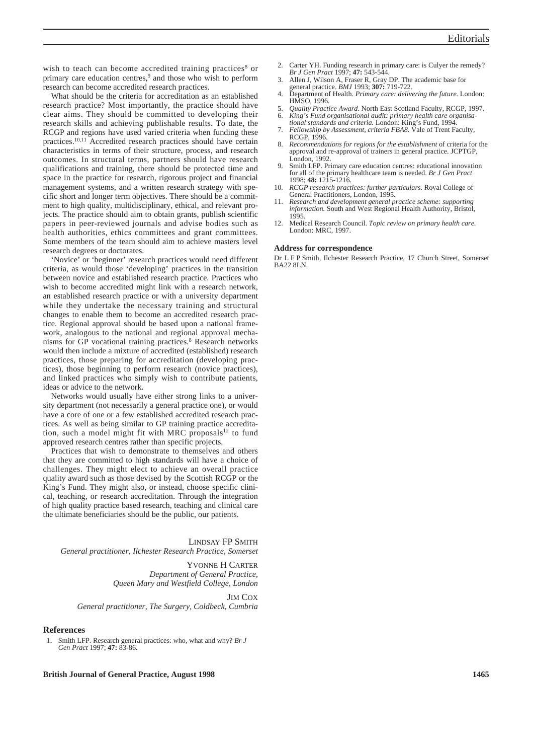wish to teach can become accredited training practices[8] or primary care education centres,[9] and those who wish to perform research can become accredited research practices.

What should be the criteria for accreditation as an established research practice? Most importantly, the practice should have clear aims. They should be committed to developing their research skills and achieving publishable results. To date, the RCGP and regions have used varied criteria when funding these practices.[10,11] Accredited research practices should have certain characteristics in terms of their structure, process, and research outcomes. In structural terms, partners should have research qualifications and training, there should be protected time and space in the practice for research, rigorous project and financial management systems, and a written research strategy with specific short and longer term objectives. There should be a commitment to high quality, multidisciplinary, ethical, and relevant projects. The practice should aim to obtain grants, publish scientific papers in peer-reviewed journals and advise bodies such as health authorities, ethics committees and grant committees. Some members of the team should aim to achieve masters level research degrees or doctorates.

'Novice' or 'beginner' research practices would need different criteria, as would those 'developing' practices in the transition between novice and established research practice. Practices who wish to become accredited might link with a research network, an established research practice or with a university department while they undertake the necessary training and structural changes to enable them to become an accredited research practice. Regional approval should be based upon a national framework, analogous to the national and regional approval mechanisms for GP vocational training practices.[8] Research networks would then include a mixture of accredited (established) research practices, those preparing for accreditation (developing practices), those beginning to perform research (novice practices), and linked practices who simply wish to contribute patients, ideas or advice to the network.

Networks would usually have either strong links to a university department (not necessarily a general practice one), or would have a core of one or a few established accredited research practices. As well as being similar to GP training practice accreditation, such a model might fit with MRC proposals[12] to fund approved research centres rather than specific projects.

Practices that wish to demonstrate to themselves and others that they are committed to high standards will have a choice of challenges. They might elect to achieve an overall practice quality award such as those devised by the Scottish RCGP or the King's Fund. They might also, or instead, choose specific clinical, teaching, or research accreditation. Through the integration of high quality practice based research, teaching and clinical care the ultimate beneficiaries should be the public, our patients.

LINDSAY FP SMITH
*General practitioner, Ilchester Research Practice, Somerset*

YVONNE H CARTER
*Department of General Practice, Queen Mary and Westfield College, London*

JIM COX
*General practitioner, The Surgery, Coldbeck, Cumbria*

## References

1. Smith LFP. Research general practices: who, what and why? *Br J Gen Pract* 1997; **47:** 83-86.
2. Carter YH. Funding research in primary care: is Culyer the remedy? *Br J Gen Pract* 1997; **47:** 543-544.
3. Allen J, Wilson A, Fraser R, Gray DP. The academic base for general practice. *BMJ* 1993; **307:** 719-722.
4. Department of Health. *Primary care: delivering the future.* London: HMSO, 1996.
5. *Quality Practice Award.* North East Scotland Faculty, RCGP, 1997.
6. *King's Fund organisational audit: primary health care organisational standards and criteria.* London: King's Fund, 1994.
7. *Fellowship by Assessment, criteria FBA8.* Vale of Trent Faculty, RCGP, 1996.
8. *Recommendations for regions for the establishment* of criteria for the approval and re-approval of trainers in general practice. JCPTGP, London, 1992.
9. Smith LFP. Primary care education centres: educational innovation for all of the primary healthcare team is needed. *Br J Gen Pract* 1998; **48:** 1215-1216.
10. *RCGP research practices: further particulars.* Royal College of General Practitioners, London, 1995.
11. *Research and development general practice scheme: supporting information.* South and West Regional Health Authority, Bristol, 1995.
12. Medical Research Council. *Topic review on primary health care.* London: MRC, 1997.

#### Address for correspondence

Dr L F P Smith, Ilchester Research Practice, 17 Church Street, Somerset BA22 8LN.